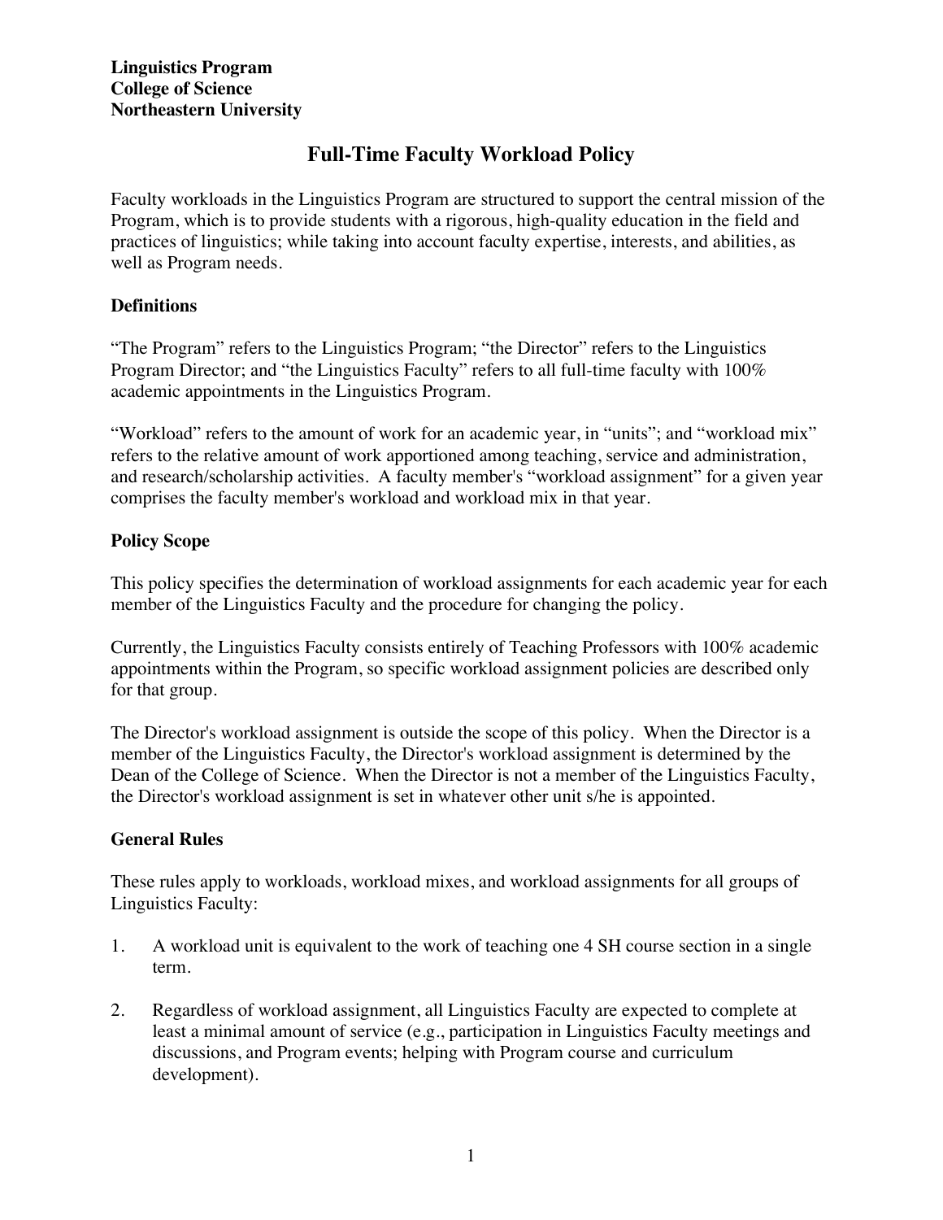**Linguistics Program**
**College of Science**
**Northeastern University**

# Full-Time Faculty Workload Policy

Faculty workloads in the Linguistics Program are structured to support the central mission of the Program, which is to provide students with a rigorous, high-quality education in the field and practices of linguistics; while taking into account faculty expertise, interests, and abilities, as well as Program needs.

## Definitions

"The Program" refers to the Linguistics Program; "the Director" refers to the Linguistics Program Director; and "the Linguistics Faculty" refers to all full-time faculty with 100% academic appointments in the Linguistics Program.

"Workload" refers to the amount of work for an academic year, in "units"; and "workload mix" refers to the relative amount of work apportioned among teaching, service and administration, and research/scholarship activities. A faculty member's "workload assignment" for a given year comprises the faculty member's workload and workload mix in that year.

## Policy Scope

This policy specifies the determination of workload assignments for each academic year for each member of the Linguistics Faculty and the procedure for changing the policy.

Currently, the Linguistics Faculty consists entirely of Teaching Professors with 100% academic appointments within the Program, so specific workload assignment policies are described only for that group.

The Director's workload assignment is outside the scope of this policy. When the Director is a member of the Linguistics Faculty, the Director's workload assignment is determined by the Dean of the College of Science. When the Director is not a member of the Linguistics Faculty, the Director's workload assignment is set in whatever other unit s/he is appointed.

## General Rules

These rules apply to workloads, workload mixes, and workload assignments for all groups of Linguistics Faculty:

1. A workload unit is equivalent to the work of teaching one 4 SH course section in a single term.

2. Regardless of workload assignment, all Linguistics Faculty are expected to complete at least a minimal amount of service (e.g., participation in Linguistics Faculty meetings and discussions, and Program events; helping with Program course and curriculum development).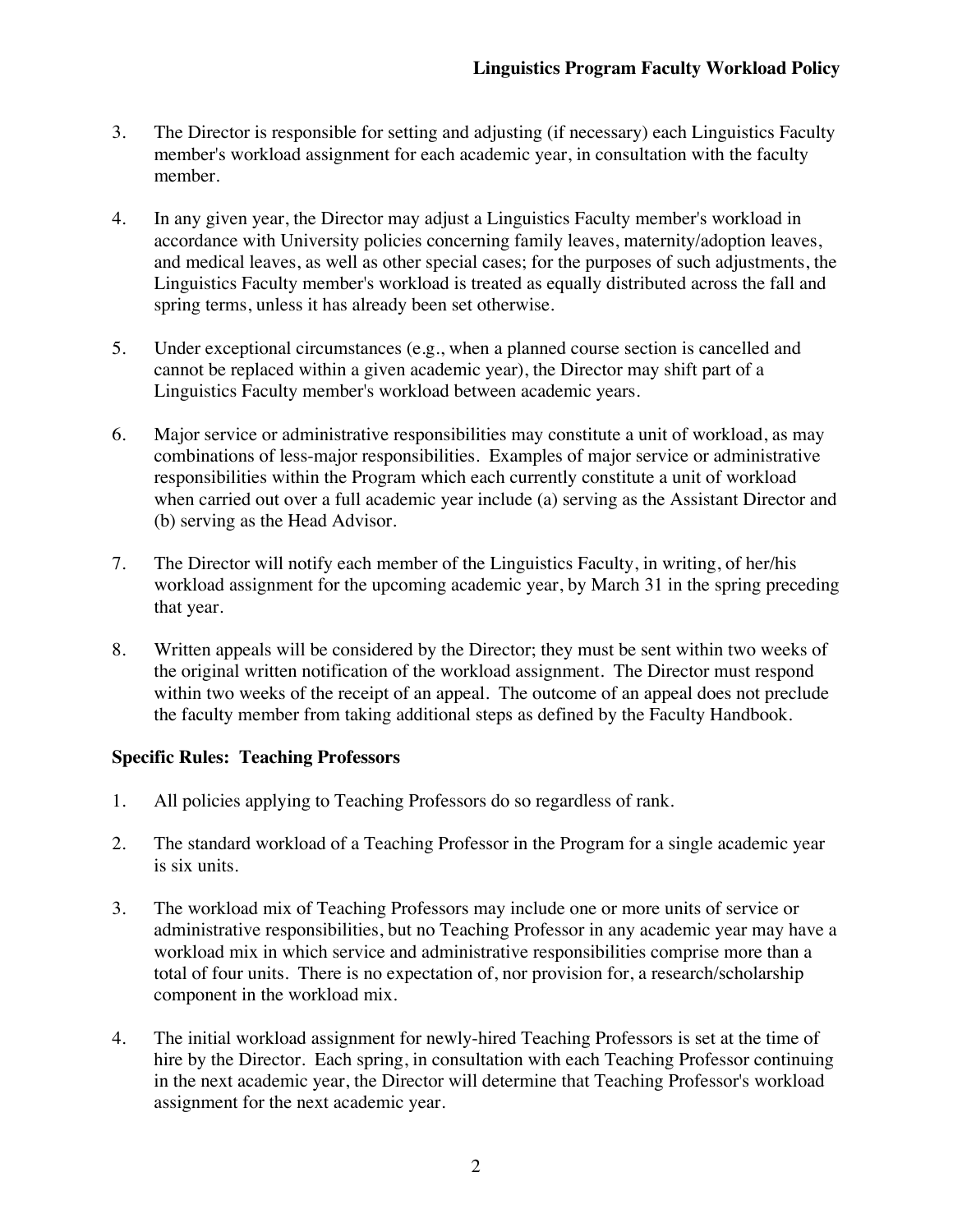3. The Director is responsible for setting and adjusting (if necessary) each Linguistics Faculty member's workload assignment for each academic year, in consultation with the faculty member.

4. In any given year, the Director may adjust a Linguistics Faculty member's workload in accordance with University policies concerning family leaves, maternity/adoption leaves, and medical leaves, as well as other special cases; for the purposes of such adjustments, the Linguistics Faculty member's workload is treated as equally distributed across the fall and spring terms, unless it has already been set otherwise.

5. Under exceptional circumstances (e.g., when a planned course section is cancelled and cannot be replaced within a given academic year), the Director may shift part of a Linguistics Faculty member's workload between academic years.

6. Major service or administrative responsibilities may constitute a unit of workload, as may combinations of less-major responsibilities. Examples of major service or administrative responsibilities within the Program which each currently constitute a unit of workload when carried out over a full academic year include (a) serving as the Assistant Director and (b) serving as the Head Advisor.

7. The Director will notify each member of the Linguistics Faculty, in writing, of her/his workload assignment for the upcoming academic year, by March 31 in the spring preceding that year.

8. Written appeals will be considered by the Director; they must be sent within two weeks of the original written notification of the workload assignment. The Director must respond within two weeks of the receipt of an appeal. The outcome of an appeal does not preclude the faculty member from taking additional steps as defined by the Faculty Handbook.

**Specific Rules: Teaching Professors**

1. All policies applying to Teaching Professors do so regardless of rank.

2. The standard workload of a Teaching Professor in the Program for a single academic year is six units.

3. The workload mix of Teaching Professors may include one or more units of service or administrative responsibilities, but no Teaching Professor in any academic year may have a workload mix in which service and administrative responsibilities comprise more than a total of four units. There is no expectation of, nor provision for, a research/scholarship component in the workload mix.

4. The initial workload assignment for newly-hired Teaching Professors is set at the time of hire by the Director. Each spring, in consultation with each Teaching Professor continuing in the next academic year, the Director will determine that Teaching Professor's workload assignment for the next academic year.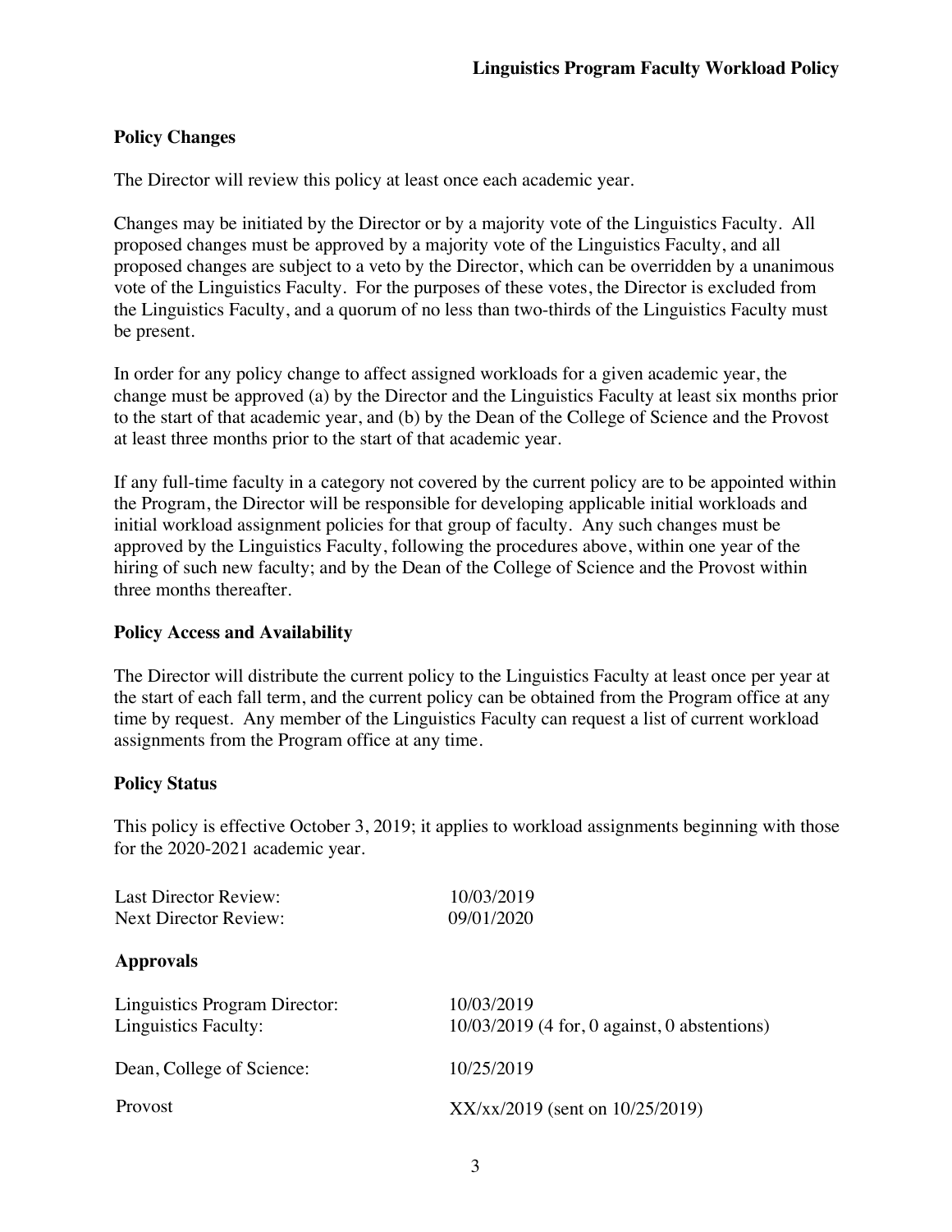**Policy Changes**

The Director will review this policy at least once each academic year.

Changes may be initiated by the Director or by a majority vote of the Linguistics Faculty. All proposed changes must be approved by a majority vote of the Linguistics Faculty, and all proposed changes are subject to a veto by the Director, which can be overridden by a unanimous vote of the Linguistics Faculty. For the purposes of these votes, the Director is excluded from the Linguistics Faculty, and a quorum of no less than two-thirds of the Linguistics Faculty must be present.

In order for any policy change to affect assigned workloads for a given academic year, the change must be approved (a) by the Director and the Linguistics Faculty at least six months prior to the start of that academic year, and (b) by the Dean of the College of Science and the Provost at least three months prior to the start of that academic year.

If any full-time faculty in a category not covered by the current policy are to be appointed within the Program, the Director will be responsible for developing applicable initial workloads and initial workload assignment policies for that group of faculty. Any such changes must be approved by the Linguistics Faculty, following the procedures above, within one year of the hiring of such new faculty; and by the Dean of the College of Science and the Provost within three months thereafter.

**Policy Access and Availability**

The Director will distribute the current policy to the Linguistics Faculty at least once per year at the start of each fall term, and the current policy can be obtained from the Program office at any time by request. Any member of the Linguistics Faculty can request a list of current workload assignments from the Program office at any time.

**Policy Status**

This policy is effective October 3, 2019; it applies to workload assignments beginning with those for the 2020-2021 academic year.

Last Director Review: 10/03/2019
Next Director Review: 09/01/2020

**Approvals**

Linguistics Program Director: 10/03/2019
Linguistics Faculty: 10/03/2019 (4 for, 0 against, 0 abstentions)

Dean, College of Science: 10/25/2019

Provost XX/xx/2019 (sent on 10/25/2019)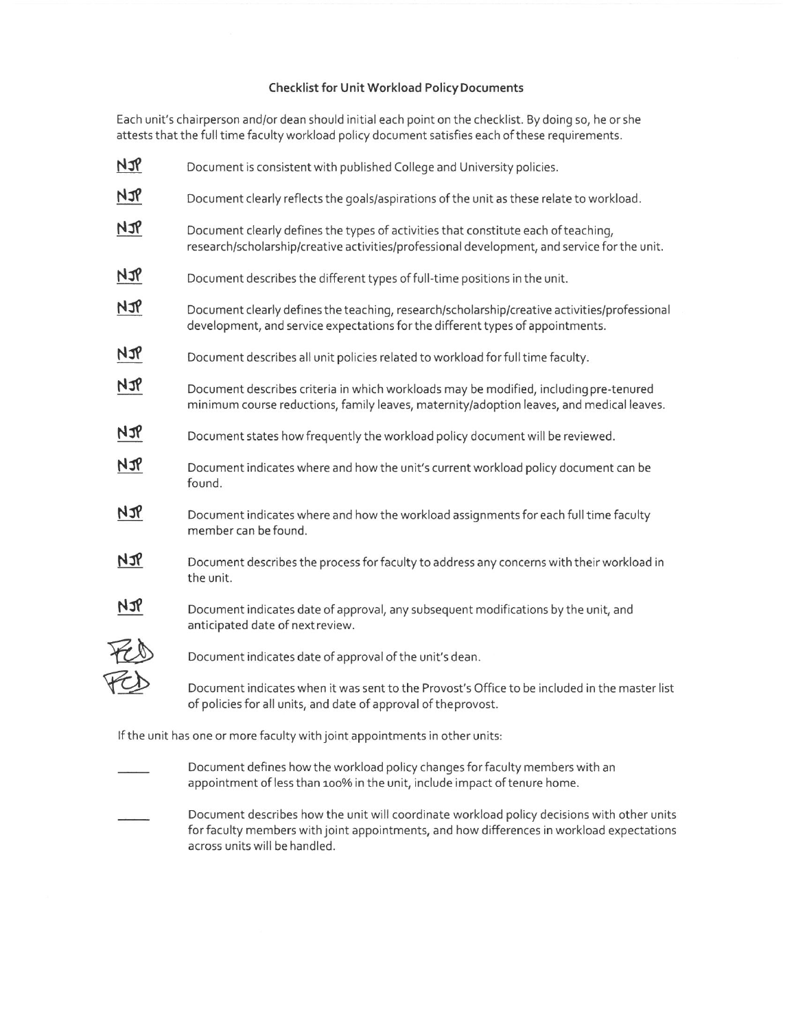**Checklist for Unit Workload Policy Documents**

Each unit's chairperson and/or dean should initial each point on the checklist. By doing so, he or she attests that the full time faculty workload policy document satisfies each of these requirements.

| | |
|---|---|
| NJP | Document is consistent with published College and University policies. |
| NJP | Document clearly reflects the goals/aspirations of the unit as these relate to workload. |
| NJP | Document clearly defines the types of activities that constitute each of teaching, research/scholarship/creative activities/professional development, and service for the unit. |
| NJP | Document describes the different types of full-time positions in the unit. |
| NJP | Document clearly defines the teaching, research/scholarship/creative activities/professional development, and service expectations for the different types of appointments. |
| NJP | Document describes all unit policies related to workload for full time faculty. |
| NJP | Document describes criteria in which workloads may be modified, including pre-tenured minimum course reductions, family leaves, maternity/adoption leaves, and medical leaves. |
| NJP | Document states how frequently the workload policy document will be reviewed. |
| NJP | Document indicates where and how the unit's current workload policy document can be found. |
| NJP | Document indicates where and how the workload assignments for each full time faculty member can be found. |
| NJP | Document describes the process for faculty to address any concerns with their workload in the unit. |
| NJP | Document indicates date of approval, any subsequent modifications by the unit, and anticipated date of next review. |
| FCD | Document indicates date of approval of the unit's dean. |
| FCD | Document indicates when it was sent to the Provost's Office to be included in the master list of policies for all units, and date of approval of the provost. |

If the unit has one or more faculty with joint appointments in other units:

| | |
|---|---|
| _____ | Document defines how the workload policy changes for faculty members with an appointment of less than 100% in the unit, include impact of tenure home. |
| _____ | Document describes how the unit will coordinate workload policy decisions with other units for faculty members with joint appointments, and how differences in workload expectations across units will be handled. |